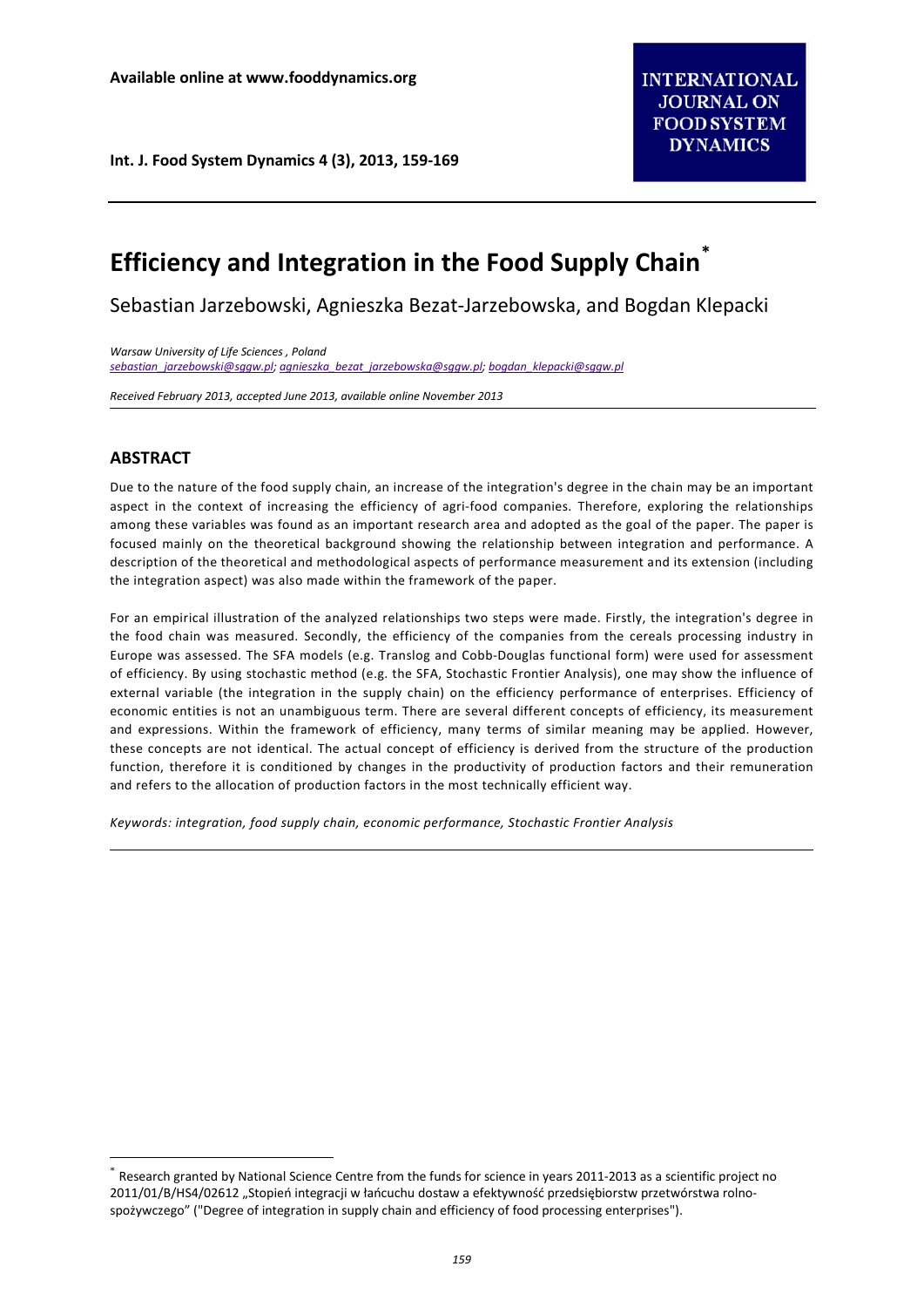Available online at www.fooddynamics.org

# Efficiency and Integration in the Food Supply Chain*

Sebastian Jarzebowski, Agnieszka Bezat-Jarzebowska, and Bogdan Klepacki

*Warsaw University of Life Sciences , Poland*
*sebastian_jarzebowski@sggw.pl; agnieszka_bezat_jarzebowska@sggw.pl; bogdan_klepacki@sggw.pl*

*Received February 2013, accepted June 2013, available online November 2013*

## ABSTRACT

Due to the nature of the food supply chain, an increase of the integration's degree in the chain may be an important aspect in the context of increasing the efficiency of agri-food companies. Therefore, exploring the relationships among these variables was found as an important research area and adopted as the goal of the paper. The paper is focused mainly on the theoretical background showing the relationship between integration and performance. A description of the theoretical and methodological aspects of performance measurement and its extension (including the integration aspect) was also made within the framework of the paper.

For an empirical illustration of the analyzed relationships two steps were made. Firstly, the integration's degree in the food chain was measured. Secondly, the efficiency of the companies from the cereals processing industry in Europe was assessed. The SFA models (e.g. Translog and Cobb-Douglas functional form) were used for assessment of efficiency. By using stochastic method (e.g. the SFA, Stochastic Frontier Analysis), one may show the influence of external variable (the integration in the supply chain) on the efficiency performance of enterprises. Efficiency of economic entities is not an unambiguous term. There are several different concepts of efficiency, its measurement and expressions. Within the framework of efficiency, many terms of similar meaning may be applied. However, these concepts are not identical. The actual concept of efficiency is derived from the structure of the production function, therefore it is conditioned by changes in the productivity of production factors and their remuneration and refers to the allocation of production factors in the most technically efficient way.

*Keywords: integration, food supply chain, economic performance, Stochastic Frontier Analysis*

---

* Research granted by National Science Centre from the funds for science in years 2011-2013 as a scientific project no 2011/01/B/HS4/02612 „Stopień integracji w łańcuchu dostaw a efektywność przedsiębiorstw przetwórstwa rolno-spożywczego" ("Degree of integration in supply chain and efficiency of food processing enterprises").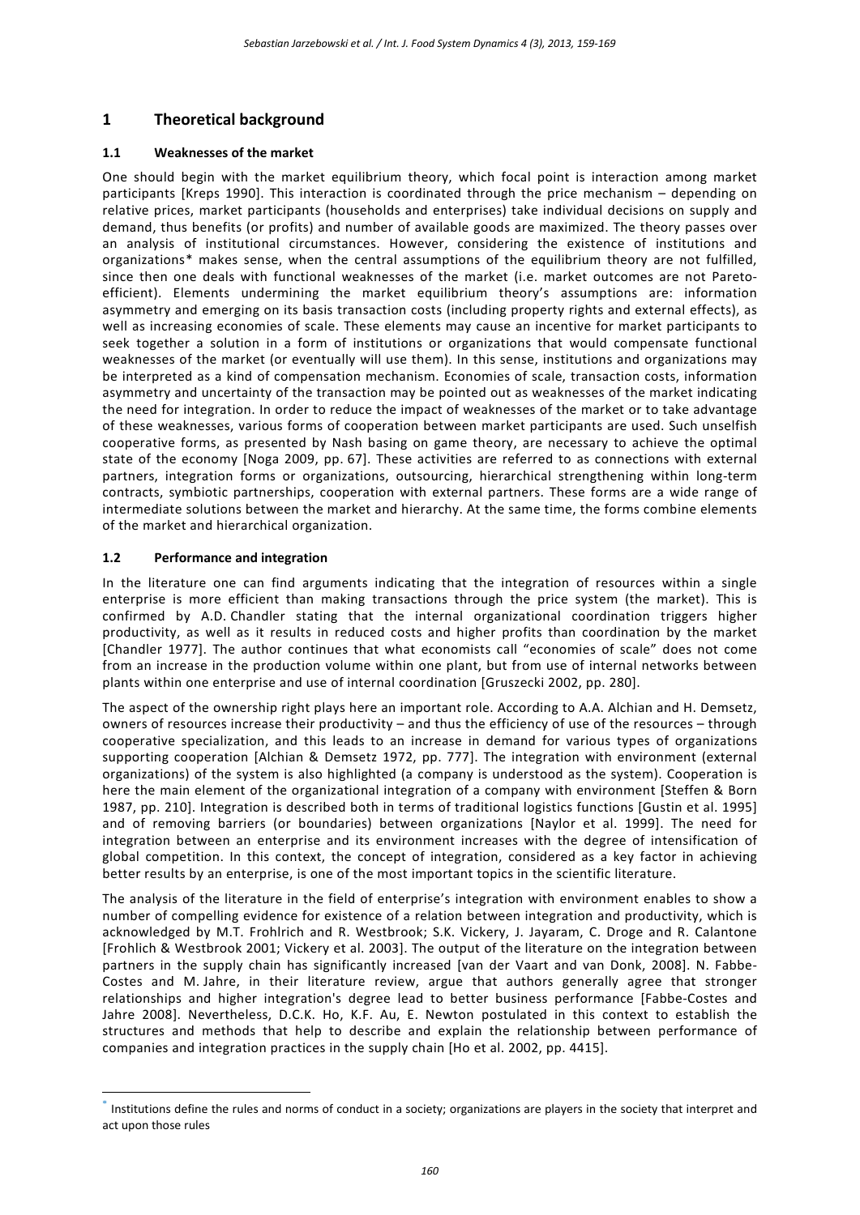# 1 Theoretical background

## 1.1 Weaknesses of the market

One should begin with the market equilibrium theory, which focal point is interaction among market participants [Kreps 1990]. This interaction is coordinated through the price mechanism – depending on relative prices, market participants (households and enterprises) take individual decisions on supply and demand, thus benefits (or profits) and number of available goods are maximized. The theory passes over an analysis of institutional circumstances. However, considering the existence of institutions and organizations* makes sense, when the central assumptions of the equilibrium theory are not fulfilled, since then one deals with functional weaknesses of the market (i.e. market outcomes are not Pareto-efficient). Elements undermining the market equilibrium theory's assumptions are: information asymmetry and emerging on its basis transaction costs (including property rights and external effects), as well as increasing economies of scale. These elements may cause an incentive for market participants to seek together a solution in a form of institutions or organizations that would compensate functional weaknesses of the market (or eventually will use them). In this sense, institutions and organizations may be interpreted as a kind of compensation mechanism. Economies of scale, transaction costs, information asymmetry and uncertainty of the transaction may be pointed out as weaknesses of the market indicating the need for integration. In order to reduce the impact of weaknesses of the market or to take advantage of these weaknesses, various forms of cooperation between market participants are used. Such unselfish cooperative forms, as presented by Nash basing on game theory, are necessary to achieve the optimal state of the economy [Noga 2009, pp. 67]. These activities are referred to as connections with external partners, integration forms or organizations, outsourcing, hierarchical strengthening within long-term contracts, symbiotic partnerships, cooperation with external partners. These forms are a wide range of intermediate solutions between the market and hierarchy. At the same time, the forms combine elements of the market and hierarchical organization.

## 1.2 Performance and integration

In the literature one can find arguments indicating that the integration of resources within a single enterprise is more efficient than making transactions through the price system (the market). This is confirmed by A.D. Chandler stating that the internal organizational coordination triggers higher productivity, as well as it results in reduced costs and higher profits than coordination by the market [Chandler 1977]. The author continues that what economists call "economies of scale" does not come from an increase in the production volume within one plant, but from use of internal networks between plants within one enterprise and use of internal coordination [Gruszecki 2002, pp. 280].

The aspect of the ownership right plays here an important role. According to A.A. Alchian and H. Demsetz, owners of resources increase their productivity – and thus the efficiency of use of the resources – through cooperative specialization, and this leads to an increase in demand for various types of organizations supporting cooperation [Alchian & Demsetz 1972, pp. 777]. The integration with environment (external organizations) of the system is also highlighted (a company is understood as the system). Cooperation is here the main element of the organizational integration of a company with environment [Steffen & Born 1987, pp. 210]. Integration is described both in terms of traditional logistics functions [Gustin et al. 1995] and of removing barriers (or boundaries) between organizations [Naylor et al. 1999]. The need for integration between an enterprise and its environment increases with the degree of intensification of global competition. In this context, the concept of integration, considered as a key factor in achieving better results by an enterprise, is one of the most important topics in the scientific literature.

The analysis of the literature in the field of enterprise's integration with environment enables to show a number of compelling evidence for existence of a relation between integration and productivity, which is acknowledged by M.T. Frohlrich and R. Westbrook; S.K. Vickery, J. Jayaram, C. Droge and R. Calantone [Frohlich & Westbrook 2001; Vickery et al. 2003]. The output of the literature on the integration between partners in the supply chain has significantly increased [van der Vaart and van Donk, 2008]. N. Fabbe-Costes and M. Jahre, in their literature review, argue that authors generally agree that stronger relationships and higher integration's degree lead to better business performance [Fabbe-Costes and Jahre 2008]. Nevertheless, D.C.K. Ho, K.F. Au, E. Newton postulated in this context to establish the structures and methods that help to describe and explain the relationship between performance of companies and integration practices in the supply chain [Ho et al. 2002, pp. 4415].

---

* Institutions define the rules and norms of conduct in a society; organizations are players in the society that interpret and act upon those rules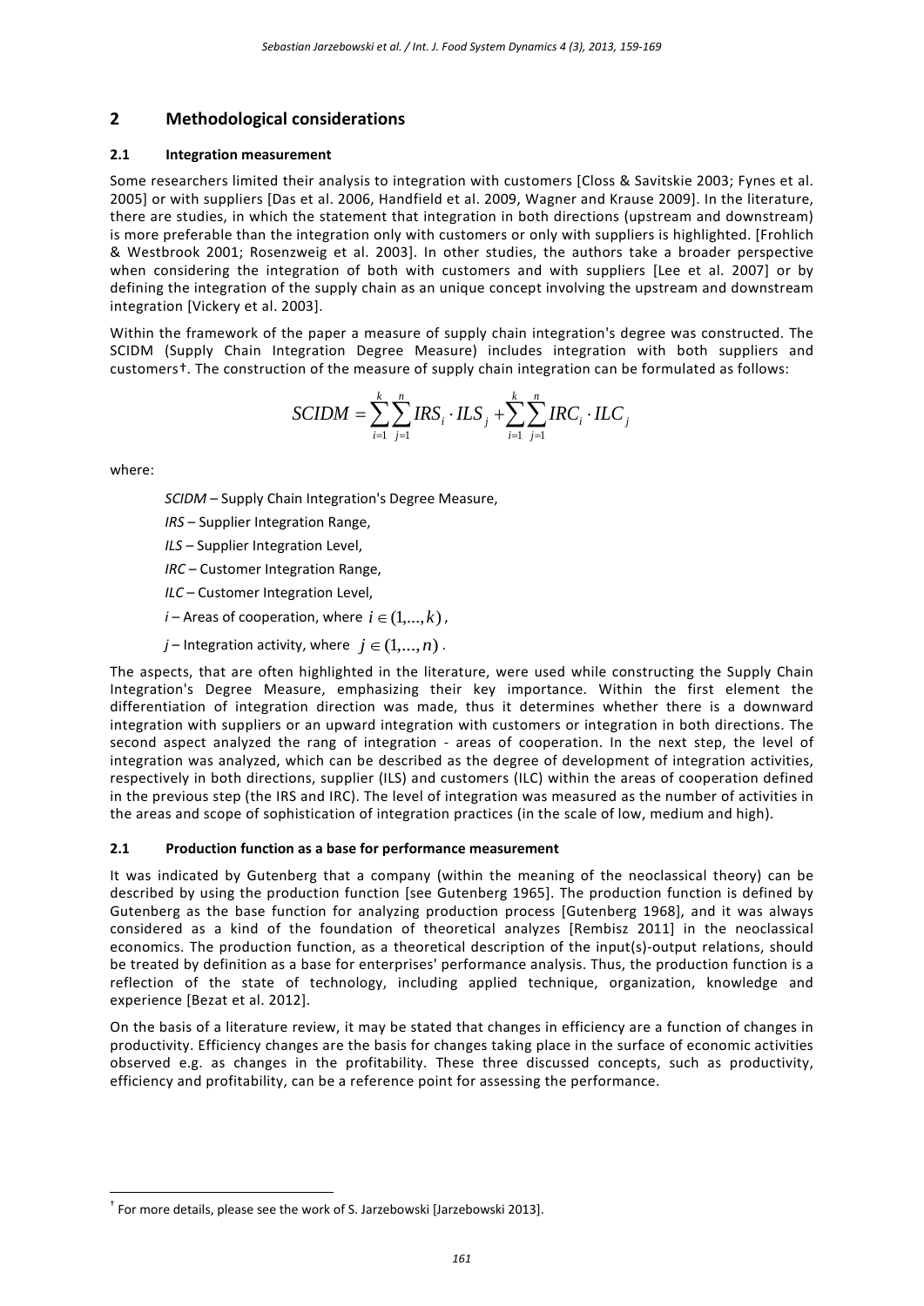## 2 Methodological considerations

### 2.1 Integration measurement

Some researchers limited their analysis to integration with customers [Closs & Savitskie 2003; Fynes et al. 2005] or with suppliers [Das et al. 2006, Handfield et al. 2009, Wagner and Krause 2009]. In the literature, there are studies, in which the statement that integration in both directions (upstream and downstream) is more preferable than the integration only with customers or only with suppliers is highlighted. [Frohlich & Westbrook 2001; Rosenzweig et al. 2003]. In other studies, the authors take a broader perspective when considering the integration of both with customers and with suppliers [Lee et al. 2007] or by defining the integration of the supply chain as an unique concept involving the upstream and downstream integration [Vickery et al. 2003].

Within the framework of the paper a measure of supply chain integration's degree was constructed. The SCIDM (Supply Chain Integration Degree Measure) includes integration with both suppliers and customers†. The construction of the measure of supply chain integration can be formulated as follows:

$$SCIDM = \sum_{i=1}^{k}\sum_{j=1}^{n} IRS_i \cdot ILS_j + \sum_{i=1}^{k}\sum_{j=1}^{n} IRC_i \cdot ILC_j$$

where:

*SCIDM* – Supply Chain Integration's Degree Measure,

*IRS* – Supplier Integration Range,

*ILS* – Supplier Integration Level,

*IRC* – Customer Integration Range,

*ILC* – Customer Integration Level,

*i* – Areas of cooperation, where $i \in (1,...,k)$,

*j* – Integration activity, where $j \in (1,...,n)$.

The aspects, that are often highlighted in the literature, were used while constructing the Supply Chain Integration's Degree Measure, emphasizing their key importance. Within the first element the differentiation of integration direction was made, thus it determines whether there is a downward integration with suppliers or an upward integration with customers or integration in both directions. The second aspect analyzed the rang of integration - areas of cooperation. In the next step, the level of integration was analyzed, which can be described as the degree of development of integration activities, respectively in both directions, supplier (ILS) and customers (ILC) within the areas of cooperation defined in the previous step (the IRS and IRC). The level of integration was measured as the number of activities in the areas and scope of sophistication of integration practices (in the scale of low, medium and high).

### 2.1 Production function as a base for performance measurement

It was indicated by Gutenberg that a company (within the meaning of the neoclassical theory) can be described by using the production function [see Gutenberg 1965]. The production function is defined by Gutenberg as the base function for analyzing production process [Gutenberg 1968], and it was always considered as a kind of the foundation of theoretical analyzes [Rembisz 2011] in the neoclassical economics. The production function, as a theoretical description of the input(s)-output relations, should be treated by definition as a base for enterprises' performance analysis. Thus, the production function is a reflection of the state of technology, including applied technique, organization, knowledge and experience [Bezat et al. 2012].

On the basis of a literature review, it may be stated that changes in efficiency are a function of changes in productivity. Efficiency changes are the basis for changes taking place in the surface of economic activities observed e.g. as changes in the profitability. These three discussed concepts, such as productivity, efficiency and profitability, can be a reference point for assessing the performance.

† For more details, please see the work of S. Jarzebowski [Jarzebowski 2013].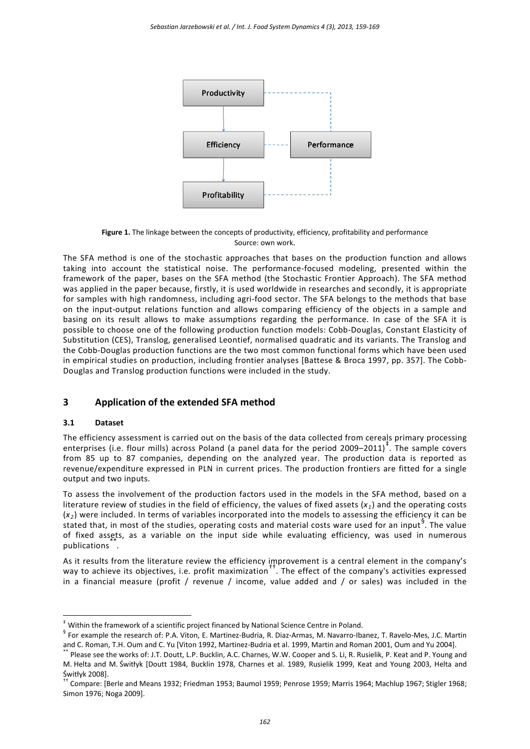Figure 1. The linkage between the concepts of productivity, efficiency, profitability and performance
Source: own work.

The SFA method is one of the stochastic approaches that bases on the production function and allows taking into account the statistical noise. The performance-focused modeling, presented within the framework of the paper, bases on the SFA method (the Stochastic Frontier Approach). The SFA method was applied in the paper because, firstly, it is used worldwide in researches and secondly, it is appropriate for samples with high randomness, including agri-food sector. The SFA belongs to the methods that base on the input-output relations function and allows comparing efficiency of the objects in a sample and basing on its result allows to make assumptions regarding the performance. In case of the SFA it is possible to choose one of the following production function models: Cobb-Douglas, Constant Elasticity of Substitution (CES), Translog, generalised Leontief, normalised quadratic and its variants. The Translog and the Cobb-Douglas production functions are the two most common functional forms which have been used in empirical studies on production, including frontier analyses [Battese & Broca 1997, pp. 357]. The Cobb-Douglas and Translog production functions were included in the study.

## 3 Application of the extended SFA method

### 3.1 Dataset

The efficiency assessment is carried out on the basis of the data collected from cereals primary processing enterprises (i.e. flour mills) across Poland (a panel data for the period 2009–2011)[‡]. The sample covers from 85 up to 87 companies, depending on the analyzed year. The production data is reported as revenue/expenditure expressed in PLN in current prices. The production frontiers are fitted for a single output and two inputs.

To assess the involvement of the production factors used in the models in the SFA method, based on a literature review of studies in the field of efficiency, the values of fixed assets ($x_1$) and the operating costs ($x_2$) were included. In terms of variables incorporated into the models to assessing the efficiency it can be stated that, in most of the studies, operating costs and material costs ware used for an input[§]. The value of fixed assets, as a variable on the input side while evaluating efficiency, was used in numerous publications[**].

As it results from the literature review the efficiency improvement is a central element in the company's way to achieve its objectives, i.e. profit maximization[††]. The effect of the company's activities expressed in a financial measure (profit / revenue / income, value added and / or sales) was included in the

[‡] Within the framework of a scientific project financed by National Science Centre in Poland.

[§] For example the research of: P.A. Viton, E. Martinez-Budria, R. Diaz-Armas, M. Navarro-Ibanez, T. Ravelo-Mes, J.C. Martin and C. Roman, T.H. Oum and C. Yu [Viton 1992, Martinez-Budria et al. 1999, Martin and Roman 2001, Oum and Yu 2004].

[**] Please see the works of: J.T. Doutt, L.P. Bucklin, A.C. Charnes, W.W. Cooper and S. Li, R. Rusielik, P. Keat and P. Young and M. Helta and M. Świtłyk [Doutt 1984, Bucklin 1978, Charnes et al. 1989, Rusielik 1999, Keat and Young 2003, Helta and Świtłyk 2008].

[††] Compare: [Berle and Means 1932; Friedman 1953; Baumol 1959; Penrose 1959; Marris 1964; Machlup 1967; Stigler 1968; Simon 1976; Noga 2009].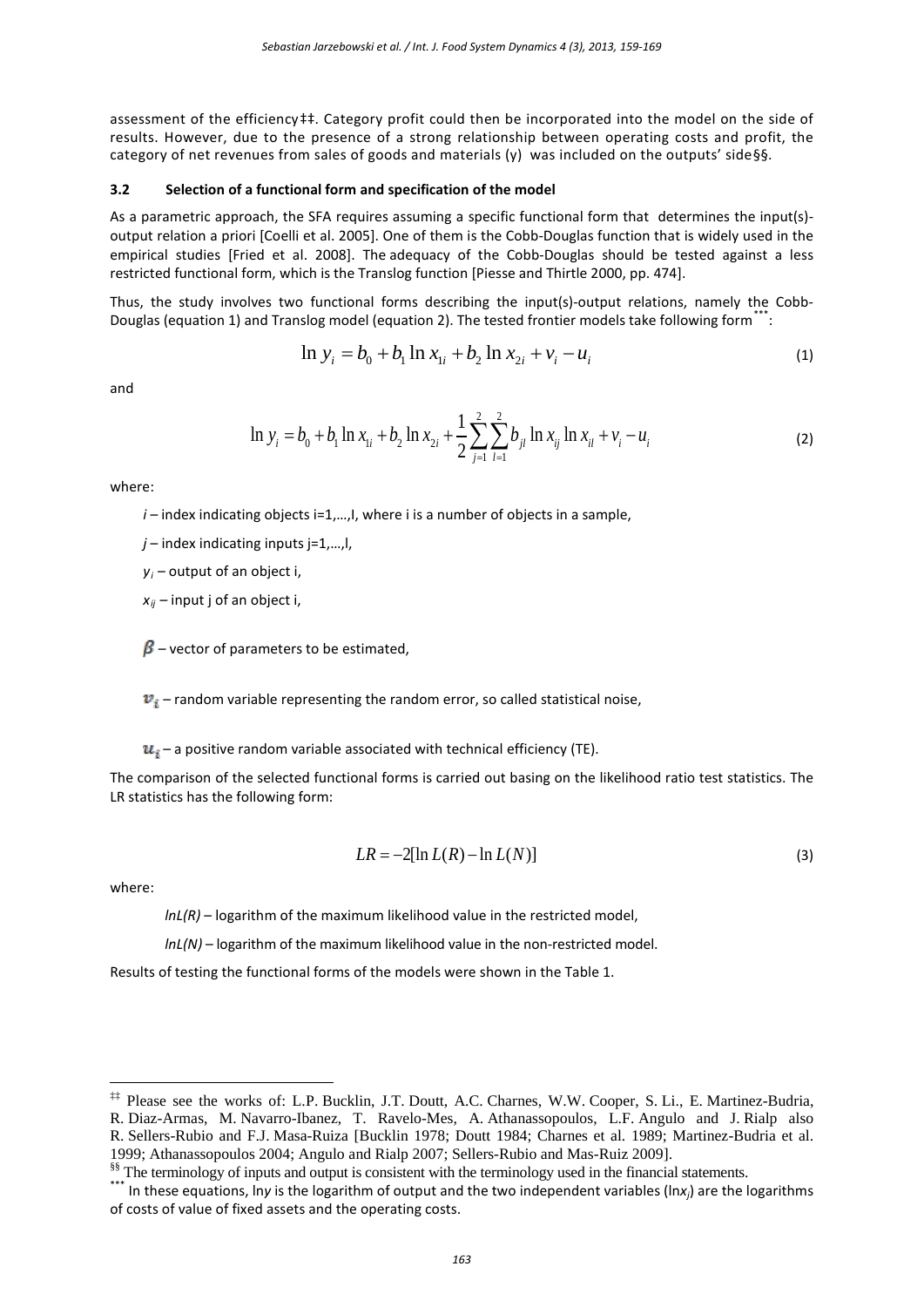assessment of the efficiency‡‡. Category profit could then be incorporated into the model on the side of results. However, due to the presence of a strong relationship between operating costs and profit, the category of net revenues from sales of goods and materials (y) was included on the outputs' side§§.

### 3.2 Selection of a functional form and specification of the model

As a parametric approach, the SFA requires assuming a specific functional form that determines the input(s)-output relation a priori [Coelli et al. 2005]. One of them is the Cobb-Douglas function that is widely used in the empirical studies [Fried et al. 2008]. The adequacy of the Cobb-Douglas should be tested against a less restricted functional form, which is the Translog function [Piesse and Thirtle 2000, pp. 474].

Thus, the study involves two functional forms describing the input(s)-output relations, namely the Cobb-Douglas (equation 1) and Translog model (equation 2). The tested frontier models take following form***:

$$\ln y_i = b_0 + b_1 \ln x_{1i} + b_2 \ln x_{2i} + v_i - u_i \tag{1}$$

and

$$\ln y_i = b_0 + b_1 \ln x_{1i} + b_2 \ln x_{2i} + \frac{1}{2}\sum_{j=1}^{2}\sum_{l=1}^{2} b_{jl} \ln x_{ij} \ln x_{il} + v_i - u_i \tag{2}$$

where:

$i$ – index indicating objects i=1,…,I, where i is a number of objects in a sample,

$j$ – index indicating inputs j=1,…,J,

$y_i$ – output of an object i,

$x_{ij}$ – input j of an object i,

$\beta$ – vector of parameters to be estimated,

$v_i$ – random variable representing the random error, so called statistical noise,

$u_i$ – a positive random variable associated with technical efficiency (TE).

The comparison of the selected functional forms is carried out basing on the likelihood ratio test statistics. The LR statistics has the following form:

$$LR = -2[\ln L(R) - \ln L(N)] \tag{3}$$

where:

*lnL(R)* – logarithm of the maximum likelihood value in the restricted model,

*lnL(N)* – logarithm of the maximum likelihood value in the non-restricted model.

Results of testing the functional forms of the models were shown in the Table 1.

---

‡‡ Please see the works of: L.P. Bucklin, J.T. Doutt, A.C. Charnes, W.W. Cooper, S. Li., E. Martinez-Budria, R. Diaz-Armas, M. Navarro-Ibanez, T. Ravelo-Mes, A. Athanassopoulos, L.F. Angulo and J. Rialp also R. Sellers-Rubio and F.J. Masa-Ruiza [Bucklin 1978; Doutt 1984; Charnes et al. 1989; Martinez-Budria et al. 1999; Athanassopoulos 2004; Angulo and Rialp 2007; Sellers-Rubio and Mas-Ruiz 2009].

§§ The terminology of inputs and output is consistent with the terminology used in the financial statements.

*** In these equations, ln$y$ is the logarithm of output and the two independent variables (ln$x_j$) are the logarithms of costs of value of fixed assets and the operating costs.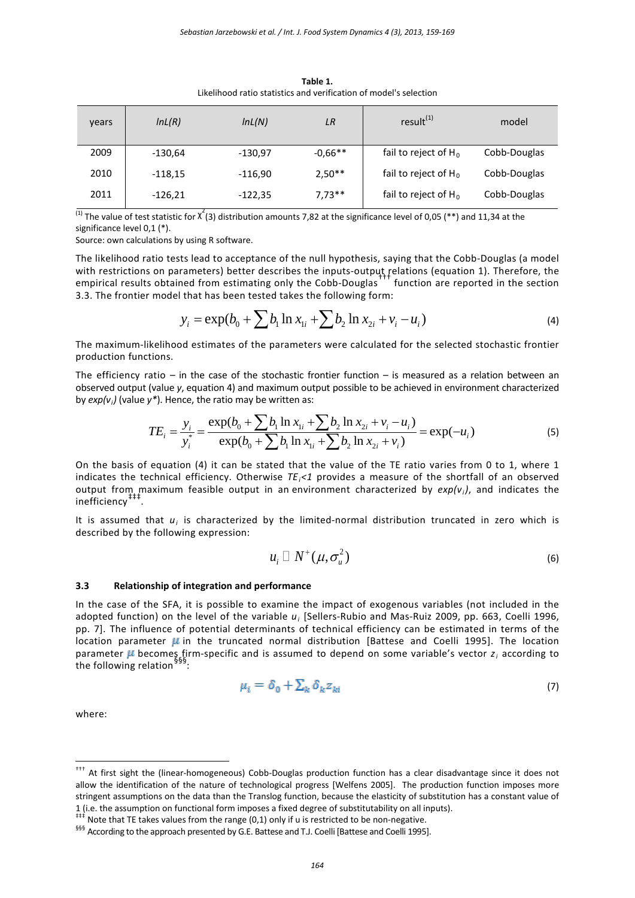**Table 1.**
Likelihood ratio statistics and verification of model's selection

| years | *lnL(R)* | *lnL(N)* | *LR* | result[(1)] | model |
|---|---|---|---|---|---|
| 2009 | -130,64 | -130,97 | -0,66** | fail to reject of $H_0$ | Cobb-Douglas |
| 2010 | -118,15 | -116,90 | 2,50** | fail to reject of $H_0$ | Cobb-Douglas |
| 2011 | -126,21 | -122,35 | 7,73** | fail to reject of $H_0$ | Cobb-Douglas |

[(1)] The value of test statistic for $\chi^2(3)$ distribution amounts 7,82 at the significance level of 0,05 (**) and 11,34 at the significance level 0,1 (*).

Source: own calculations by using R software.

The likelihood ratio tests lead to acceptance of the null hypothesis, saying that the Cobb-Douglas (a model with restrictions on parameters) better describes the inputs-output relations (equation 1). Therefore, the empirical results obtained from estimating only the Cobb-Douglas[†††] function are reported in the section 3.3. The frontier model that has been tested takes the following form:

$$y_i = \exp(b_0 + \sum b_1 \ln x_{1i} + \sum b_2 \ln x_{2i} + v_i - u_i) \tag{4}$$

The maximum-likelihood estimates of the parameters were calculated for the selected stochastic frontier production functions.

The efficiency ratio – in the case of the stochastic frontier function – is measured as a relation between an observed output (value *y*, equation 4) and maximum output possible to be achieved in environment characterized by $exp(v_i)$ (value $y^*$). Hence, the ratio may be written as:

$$TE_i = \frac{y_i}{y_i^*} = \frac{\exp(b_0 + \sum b_1 \ln x_{1i} + \sum b_2 \ln x_{2i} + v_i - u_i)}{\exp(b_0 + \sum b_1 \ln x_{1i} + \sum b_2 \ln x_{2i} + v_i)} = \exp(-u_i) \tag{5}$$

On the basis of equation (4) it can be stated that the value of the TE ratio varies from 0 to 1, where 1 indicates the technical efficiency. Otherwise $TE_i<1$ provides a measure of the shortfall of an observed output from maximum feasible output in an environment characterized by $exp(v_i)$, and indicates the inefficiency[‡‡‡].

It is assumed that $u_i$ is characterized by the limited-normal distribution truncated in zero which is described by the following expression:

$$u_i \sim N^+(\mu, \sigma_u^2) \tag{6}$$

### 3.3 Relationship of integration and performance

In the case of the SFA, it is possible to examine the impact of exogenous variables (not included in the adopted function) on the level of the variable $u_i$ [Sellers-Rubio and Mas-Ruiz 2009, pp. 663, Coelli 1996, pp. 7]. The influence of potential determinants of technical efficiency can be estimated in terms of the location parameter $\mu$ in the truncated normal distribution [Battese and Coelli 1995]. The location parameter $\mu$ becomes firm-specific and is assumed to depend on some variable's vector $z_i$ according to the following relation[§§§]:

$$\mu_i = \delta_0 + \sum_k \delta_k z_{ki} \tag{7}$$

where:

[†††] At first sight the (linear-homogeneous) Cobb-Douglas production function has a clear disadvantage since it does not allow the identification of the nature of technological progress [Welfens 2005]. The production function imposes more stringent assumptions on the data than the Translog function, because the elasticity of substitution has a constant value of 1 (i.e. the assumption on functional form imposes a fixed degree of substitutability on all inputs).

[‡‡‡] Note that TE takes values from the range (0,1) only if u is restricted to be non-negative.

[§§§] According to the approach presented by G.E. Battese and T.J. Coelli [Battese and Coelli 1995].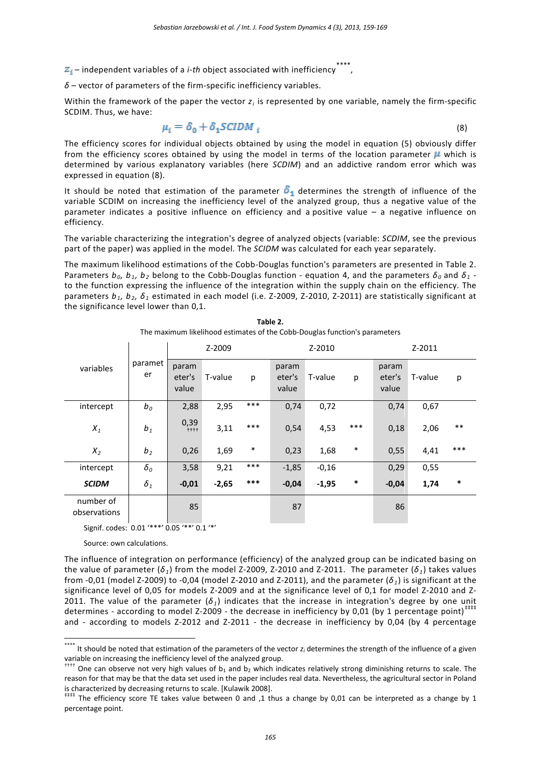$z_i$ – independent variables of a *i-th* object associated with inefficiency[****],

$\delta$ – vector of parameters of the firm-specific inefficiency variables.

Within the framework of the paper the vector $z_i$ is represented by one variable, namely the firm-specific SCDIM. Thus, we have:

$$\mu_i = \delta_0 + \delta_1 SCIDM_i \tag{8}$$

The efficiency scores for individual objects obtained by using the model in equation (5) obviously differ from the efficiency scores obtained by using the model in terms of the location parameter $\mu$ which is determined by various explanatory variables (here *SCDIM*) and an addictive random error which was expressed in equation (8).

It should be noted that estimation of the parameter $\delta_1$ determines the strength of influence of the variable SCDIM on increasing the inefficiency level of the analyzed group, thus a negative value of the parameter indicates a positive influence on efficiency and a positive value – a negative influence on efficiency.

The variable characterizing the integration's degree of analyzed objects (variable: *SCDIM*, see the previous part of the paper) was applied in the model. The *SCDIM* was calculated for each year separately.

The maximum likelihood estimations of the Cobb-Douglas function's parameters are presented in Table 2. Parameters $b_0$, $b_1$, $b_2$ belong to the Cobb-Douglas function - equation 4, and the parameters $\delta_0$ and $\delta_1$ - to the function expressing the influence of the integration within the supply chain on the efficiency. The parameters $b_1$, $b_2$, $\delta_1$ estimated in each model (i.e. Z-2009, Z-2010, Z-2011) are statistically significant at the significance level lower than 0,1.

**Table 2.**
The maximum likelihood estimates of the Cobb-Douglas function's parameters

| variables | parameter | Z-2009 | | | Z-2010 | | | Z-2011 | | |
|---|---|---|---|---|---|---|---|---|---|---|
| | | parameter's value | T-value | p | parameter's value | T-value | p | parameter's value | T-value | p |
| intercept | $b_0$ | 2,88 | 2,95 | *** | 0,74 | 0,72 | | 0,74 | 0,67 | |
| $X_1$ | $b_1$ | 0,39[††††] | 3,11 | *** | 0,54 | 4,53 | *** | 0,18 | 2,06 | ** |
| $X_2$ | $b_2$ | 0,26 | 1,69 | * | 0,23 | 1,68 | * | 0,55 | 4,41 | *** |
| intercept | $\delta_0$ | 3,58 | 9,21 | *** | -1,85 | -0,16 | | 0,29 | 0,55 | |
| ***SCIDM*** | $\delta_1$ | **-0,01** | **-2,65** | *** | **-0,04** | **-1,95** | * | **-0,04** | **1,74** | * |
| number of observations | | 85 | | | 87 | | | 86 | | |

Signif. codes: 0.01 '***' 0.05 '**' 0.1 '*'

Source: own calculations.

The influence of integration on performance (efficiency) of the analyzed group can be indicated basing on the value of parameter ($\delta_1$) from the model Z-2009, Z-2010 and Z-2011. The parameter ($\delta_1$) takes values from -0,01 (model Z-2009) to -0,04 (model Z-2010 and Z-2011), and the parameter ($\delta_1$) is significant at the significance level of 0,05 for models Z-2009 and at the significance level of 0,1 for model Z-2010 and Z-2011. The value of parameter ($\delta_1$) indicates that the increase in integration's degree by one unit determines - according to model Z-2009 - the decrease in inefficiency by 0,01 (by 1 percentage point)[‡‡‡‡] and - according to models Z-2012 and Z-2011 - the decrease in inefficiency by 0,04 (by 4 percentage

---

[****] It should be noted that estimation of the parameters of the vector $z_i$ determines the strength of the influence of a given variable on increasing the inefficiency level of the analyzed group.

[††††] One can observe not very high values of $b_1$ and $b_2$ which indicates relatively strong diminishing returns to scale. The reason for that may be that the data set used in the paper includes real data. Nevertheless, the agricultural sector in Poland is characterized by decreasing returns to scale. [Kulawik 2008].

[‡‡‡‡] The efficiency score TE takes value between 0 and ,1 thus a change by 0,01 can be interpreted as a change by 1 percentage point.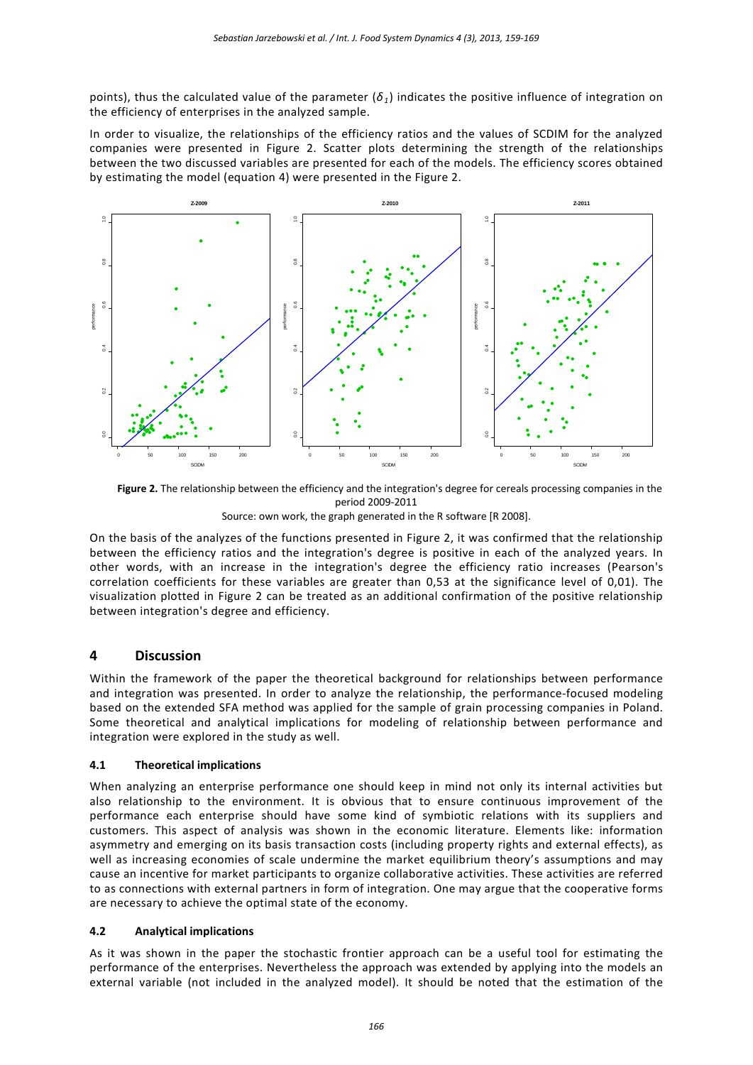points), thus the calculated value of the parameter ($\delta_1$) indicates the positive influence of integration on the efficiency of enterprises in the analyzed sample.

In order to visualize, the relationships of the efficiency ratios and the values of SCDIM for the analyzed companies were presented in Figure 2. Scatter plots determining the strength of the relationships between the two discussed variables are presented for each of the models. The efficiency scores obtained by estimating the model (equation 4) were presented in the Figure 2.

**Figure 2.** The relationship between the efficiency and the integration's degree for cereals processing companies in the period 2009-2011

Source: own work, the graph generated in the R software [R 2008].

On the basis of the analyzes of the functions presented in Figure 2, it was confirmed that the relationship between the efficiency ratios and the integration's degree is positive in each of the analyzed years. In other words, with an increase in the integration's degree the efficiency ratio increases (Pearson's correlation coefficients for these variables are greater than 0,53 at the significance level of 0,01). The visualization plotted in Figure 2 can be treated as an additional confirmation of the positive relationship between integration's degree and efficiency.

## 4 Discussion

Within the framework of the paper the theoretical background for relationships between performance and integration was presented. In order to analyze the relationship, the performance-focused modeling based on the extended SFA method was applied for the sample of grain processing companies in Poland. Some theoretical and analytical implications for modeling of relationship between performance and integration were explored in the study as well.

### 4.1 Theoretical implications

When analyzing an enterprise performance one should keep in mind not only its internal activities but also relationship to the environment. It is obvious that to ensure continuous improvement of the performance each enterprise should have some kind of symbiotic relations with its suppliers and customers. This aspect of analysis was shown in the economic literature. Elements like: information asymmetry and emerging on its basis transaction costs (including property rights and external effects), as well as increasing economies of scale undermine the market equilibrium theory's assumptions and may cause an incentive for market participants to organize collaborative activities. These activities are referred to as connections with external partners in form of integration. One may argue that the cooperative forms are necessary to achieve the optimal state of the economy.

### 4.2 Analytical implications

As it was shown in the paper the stochastic frontier approach can be a useful tool for estimating the performance of the enterprises. Nevertheless the approach was extended by applying into the models an external variable (not included in the analyzed model). It should be noted that the estimation of the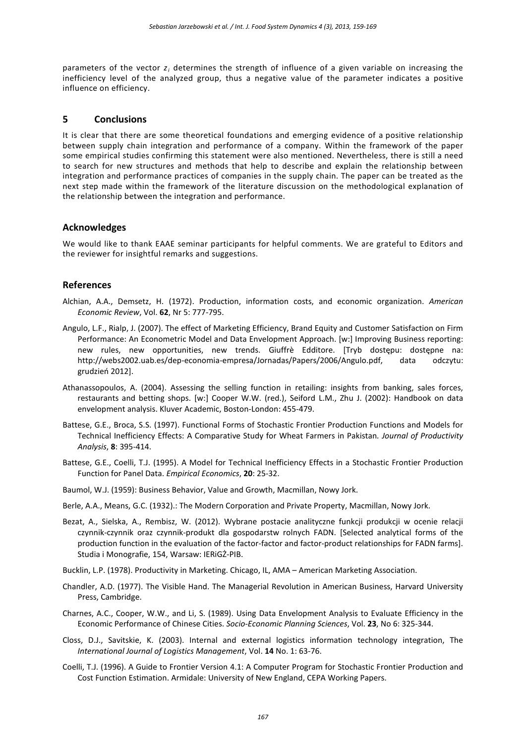parameters of the vector $z_i$ determines the strength of influence of a given variable on increasing the inefficiency level of the analyzed group, thus a negative value of the parameter indicates a positive influence on efficiency.

## 5 Conclusions

It is clear that there are some theoretical foundations and emerging evidence of a positive relationship between supply chain integration and performance of a company. Within the framework of the paper some empirical studies confirming this statement were also mentioned. Nevertheless, there is still a need to search for new structures and methods that help to describe and explain the relationship between integration and performance practices of companies in the supply chain. The paper can be treated as the next step made within the framework of the literature discussion on the methodological explanation of the relationship between the integration and performance.

## Acknowledges

We would like to thank EAAE seminar participants for helpful comments. We are grateful to Editors and the reviewer for insightful remarks and suggestions.

## References

Alchian, A.A., Demsetz, H. (1972). Production, information costs, and economic organization. *American Economic Review*, Vol. **62**, Nr 5: 777-795.

Angulo, L.F., Rialp, J. (2007). The effect of Marketing Efficiency, Brand Equity and Customer Satisfaction on Firm Performance: An Econometric Model and Data Envelopment Approach. [w:] Improving Business reporting: new rules, new opportunities, new trends. Giuffrè Edditore. [Tryb dostępu: dostępne na: http://webs2002.uab.es/dep-economia-empresa/Jornadas/Papers/2006/Angulo.pdf, data odczytu: grudzień 2012].

Athanassopoulos, A. (2004). Assessing the selling function in retailing: insights from banking, sales forces, restaurants and betting shops. [w:] Cooper W.W. (red.), Seiford L.M., Zhu J. (2002): Handbook on data envelopment analysis. Kluver Academic, Boston-London: 455-479.

Battese, G.E., Broca, S.S. (1997). Functional Forms of Stochastic Frontier Production Functions and Models for Technical Inefficiency Effects: A Comparative Study for Wheat Farmers in Pakistan. *Journal of Productivity Analysis*, **8**: 395-414.

Battese, G.E., Coelli, T.J. (1995). A Model for Technical Inefficiency Effects in a Stochastic Frontier Production Function for Panel Data. *Empirical Economics*, **20**: 25-32.

Baumol, W.J. (1959): Business Behavior, Value and Growth, Macmillan, Nowy Jork.

Berle, A.A., Means, G.C. (1932).: The Modern Corporation and Private Property, Macmillan, Nowy Jork.

Bezat, A., Sielska, A., Rembisz, W. (2012). Wybrane postacie analityczne funkcji produkcji w ocenie relacji czynnik-czynnik oraz czynnik-produkt dla gospodarstw rolnych FADN. [Selected analytical forms of the production function in the evaluation of the factor-factor and factor-product relationships for FADN farms]. Studia i Monografie, 154, Warsaw: IERiGŻ-PIB.

Bucklin, L.P. (1978). Productivity in Marketing. Chicago, IL, AMA – American Marketing Association.

Chandler, A.D. (1977). The Visible Hand. The Managerial Revolution in American Business, Harvard University Press, Cambridge.

Charnes, A.C., Cooper, W.W., and Li, S. (1989). Using Data Envelopment Analysis to Evaluate Efficiency in the Economic Performance of Chinese Cities. *Socio-Economic Planning Sciences*, Vol. **23**, No 6: 325-344.

Closs, D.J., Savitskie, K. (2003). Internal and external logistics information technology integration, The *International Journal of Logistics Management*, Vol. **14** No. 1: 63-76.

Coelli, T.J. (1996). A Guide to Frontier Version 4.1: A Computer Program for Stochastic Frontier Production and Cost Function Estimation. Armidale: University of New England, CEPA Working Papers.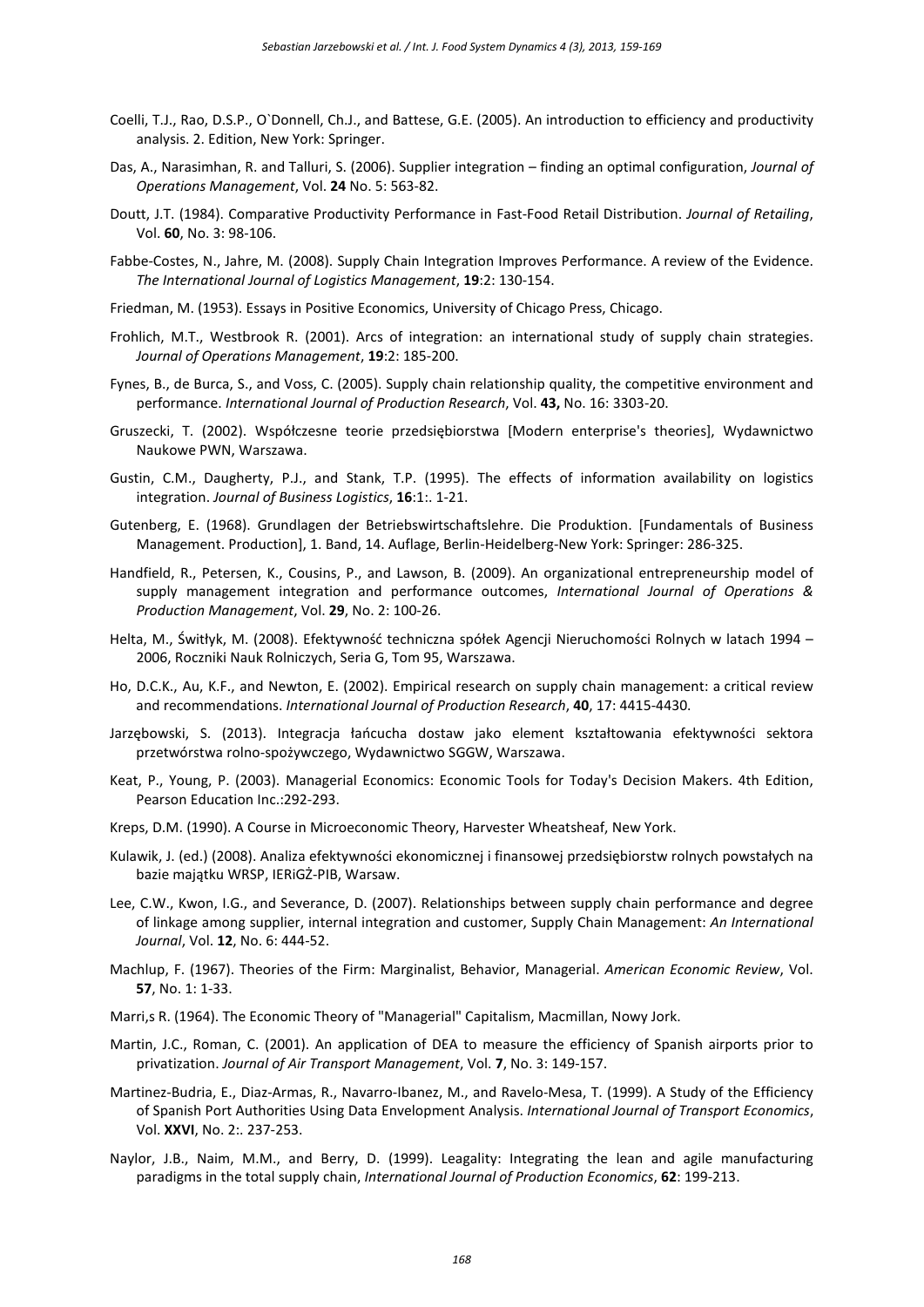Coelli, T.J., Rao, D.S.P., O`Donnell, Ch.J., and Battese, G.E. (2005). An introduction to efficiency and productivity analysis. 2. Edition, New York: Springer.

Das, A., Narasimhan, R. and Talluri, S. (2006). Supplier integration – finding an optimal configuration, *Journal of Operations Management*, Vol. **24** No. 5: 563-82.

Doutt, J.T. (1984). Comparative Productivity Performance in Fast-Food Retail Distribution. *Journal of Retailing*, Vol. **60**, No. 3: 98-106.

Fabbe-Costes, N., Jahre, M. (2008). Supply Chain Integration Improves Performance. A review of the Evidence. *The International Journal of Logistics Management*, **19**:2: 130-154.

Friedman, M. (1953). Essays in Positive Economics, University of Chicago Press, Chicago.

Frohlich, M.T., Westbrook R. (2001). Arcs of integration: an international study of supply chain strategies. *Journal of Operations Management*, **19**:2: 185-200.

Fynes, B., de Burca, S., and Voss, C. (2005). Supply chain relationship quality, the competitive environment and performance. *International Journal of Production Research*, Vol. **43,** No. 16: 3303-20.

Gruszecki, T. (2002). Współczesne teorie przedsiębiorstwa [Modern enterprise's theories], Wydawnictwo Naukowe PWN, Warszawa.

Gustin, C.M., Daugherty, P.J., and Stank, T.P. (1995). The effects of information availability on logistics integration. *Journal of Business Logistics*, **16**:1:. 1-21.

Gutenberg, E. (1968). Grundlagen der Betriebswirtschaftslehre. Die Produktion. [Fundamentals of Business Management. Production], 1. Band, 14. Auflage, Berlin-Heidelberg-New York: Springer: 286-325.

Handfield, R., Petersen, K., Cousins, P., and Lawson, B. (2009). An organizational entrepreneurship model of supply management integration and performance outcomes, *International Journal of Operations & Production Management*, Vol. **29**, No. 2: 100-26.

Helta, M., Świtłyk, M. (2008). Efektywność techniczna spółek Agencji Nieruchomości Rolnych w latach 1994 – 2006, Roczniki Nauk Rolniczych, Seria G, Tom 95, Warszawa.

Ho, D.C.K., Au, K.F., and Newton, E. (2002). Empirical research on supply chain management: a critical review and recommendations. *International Journal of Production Research*, **40**, 17: 4415-4430.

Jarzębowski, S. (2013). Integracja łańcucha dostaw jako element kształtowania efektywności sektora przetwórstwa rolno-spożywczego, Wydawnictwo SGGW, Warszawa.

Keat, P., Young, P. (2003). Managerial Economics: Economic Tools for Today's Decision Makers. 4th Edition, Pearson Education Inc.:292-293.

Kreps, D.M. (1990). A Course in Microeconomic Theory, Harvester Wheatsheaf, New York.

Kulawik, J. (ed.) (2008). Analiza efektywności ekonomicznej i finansowej przedsiębiorstw rolnych powstałych na bazie majątku WRSP, IERiGŻ-PIB, Warsaw.

Lee, C.W., Kwon, I.G., and Severance, D. (2007). Relationships between supply chain performance and degree of linkage among supplier, internal integration and customer, Supply Chain Management: *An International Journal*, Vol. **12**, No. 6: 444-52.

Machlup, F. (1967). Theories of the Firm: Marginalist, Behavior, Managerial. *American Economic Review*, Vol. **57**, No. 1: 1-33.

Marri,s R. (1964). The Economic Theory of "Managerial" Capitalism, Macmillan, Nowy Jork.

Martin, J.C., Roman, C. (2001). An application of DEA to measure the efficiency of Spanish airports prior to privatization. *Journal of Air Transport Management*, Vol. **7**, No. 3: 149-157.

Martinez-Budria, E., Diaz-Armas, R., Navarro-Ibanez, M., and Ravelo-Mesa, T. (1999). A Study of the Efficiency of Spanish Port Authorities Using Data Envelopment Analysis. *International Journal of Transport Economics*, Vol. **XXVI**, No. 2:. 237-253.

Naylor, J.B., Naim, M.M., and Berry, D. (1999). Leagality: Integrating the lean and agile manufacturing paradigms in the total supply chain, *International Journal of Production Economics*, **62**: 199-213.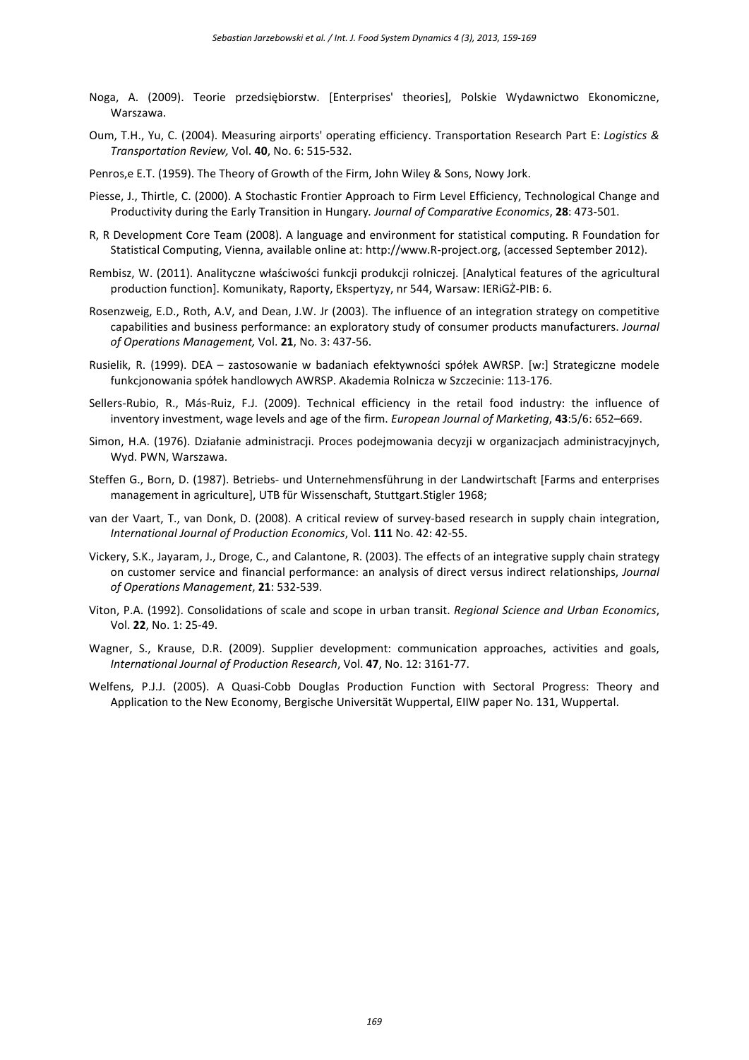Noga, A. (2009). Teorie przedsiębiorstw. [Enterprises' theories], Polskie Wydawnictwo Ekonomiczne, Warszawa.

Oum, T.H., Yu, C. (2004). Measuring airports' operating efficiency. Transportation Research Part E: *Logistics & Transportation Review,* Vol. **40**, No. 6: 515-532.

Penros,e E.T. (1959). The Theory of Growth of the Firm, John Wiley & Sons, Nowy Jork.

Piesse, J., Thirtle, C. (2000). A Stochastic Frontier Approach to Firm Level Efficiency, Technological Change and Productivity during the Early Transition in Hungary. *Journal of Comparative Economics*, **28**: 473-501.

R, R Development Core Team (2008). A language and environment for statistical computing. R Foundation for Statistical Computing, Vienna, available online at: http://www.R-project.org, (accessed September 2012).

Rembisz, W. (2011). Analityczne właściwości funkcji produkcji rolniczej. [Analytical features of the agricultural production function]. Komunikaty, Raporty, Ekspertyzy, nr 544, Warsaw: IERiGŻ-PIB: 6.

Rosenzweig, E.D., Roth, A.V, and Dean, J.W. Jr (2003). The influence of an integration strategy on competitive capabilities and business performance: an exploratory study of consumer products manufacturers. *Journal of Operations Management,* Vol. **21**, No. 3: 437-56.

Rusielik, R. (1999). DEA – zastosowanie w badaniach efektywności spółek AWRSP. [w:] Strategiczne modele funkcjonowania spółek handlowych AWRSP. Akademia Rolnicza w Szczecinie: 113-176.

Sellers-Rubio, R., Más-Ruiz, F.J. (2009). Technical efficiency in the retail food industry: the influence of inventory investment, wage levels and age of the firm. *European Journal of Marketing*, **43**:5/6: 652–669.

Simon, H.A. (1976). Działanie administracji. Proces podejmowania decyzji w organizacjach administracyjnych, Wyd. PWN, Warszawa.

Steffen G., Born, D. (1987). Betriebs- und Unternehmensführung in der Landwirtschaft [Farms and enterprises management in agriculture], UTB für Wissenschaft, Stuttgart.Stigler 1968;

van der Vaart, T., van Donk, D. (2008). A critical review of survey-based research in supply chain integration, *International Journal of Production Economics*, Vol. **111** No. 42: 42-55.

Vickery, S.K., Jayaram, J., Droge, C., and Calantone, R. (2003). The effects of an integrative supply chain strategy on customer service and financial performance: an analysis of direct versus indirect relationships, *Journal of Operations Management*, **21**: 532-539.

Viton, P.A. (1992). Consolidations of scale and scope in urban transit. *Regional Science and Urban Economics*, Vol. **22**, No. 1: 25-49.

Wagner, S., Krause, D.R. (2009). Supplier development: communication approaches, activities and goals, *International Journal of Production Research*, Vol. **47**, No. 12: 3161-77.

Welfens, P.J.J. (2005). A Quasi-Cobb Douglas Production Function with Sectoral Progress: Theory and Application to the New Economy, Bergische Universität Wuppertal, EIIW paper No. 131, Wuppertal.